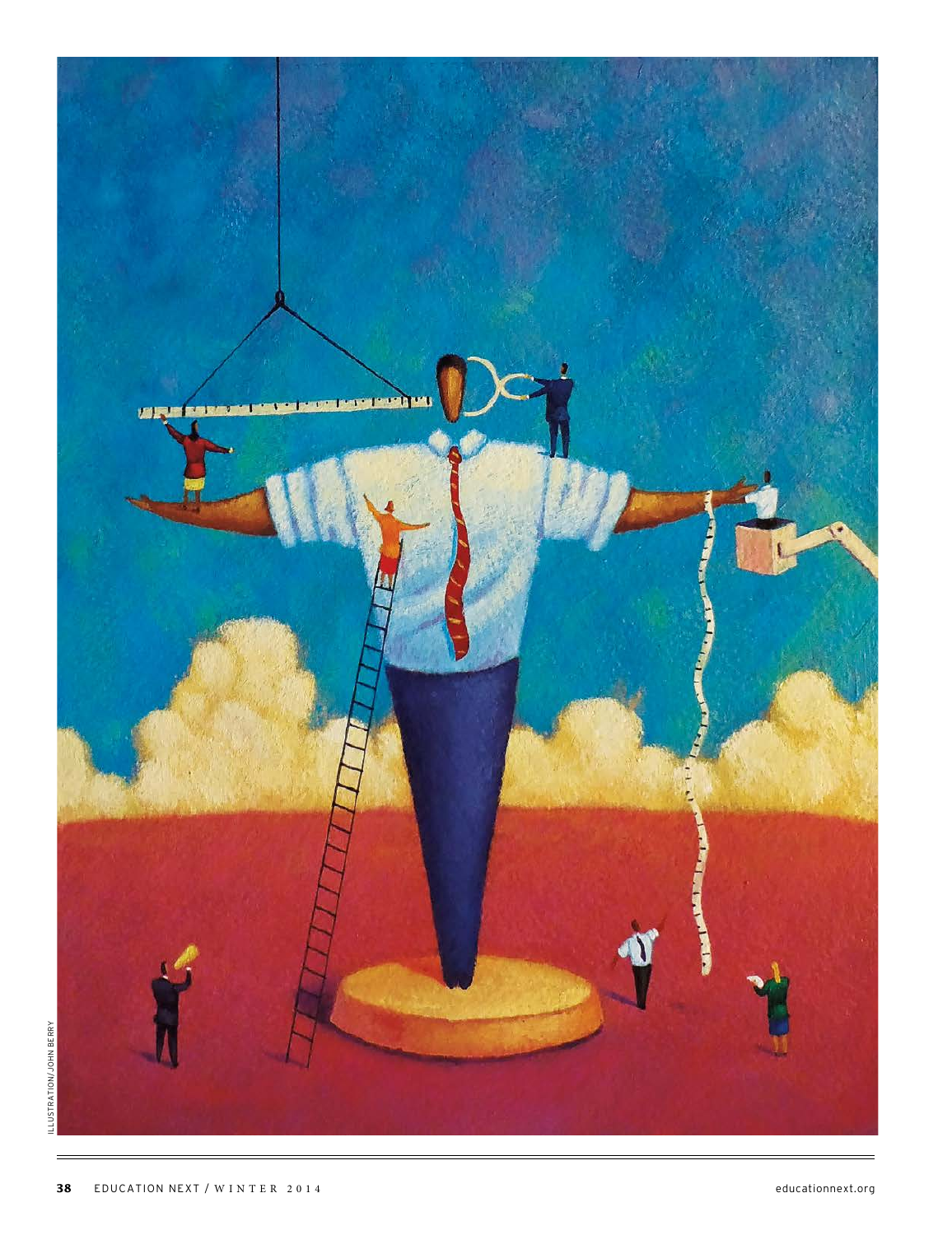ILLUSTRATION/JOHN BERRY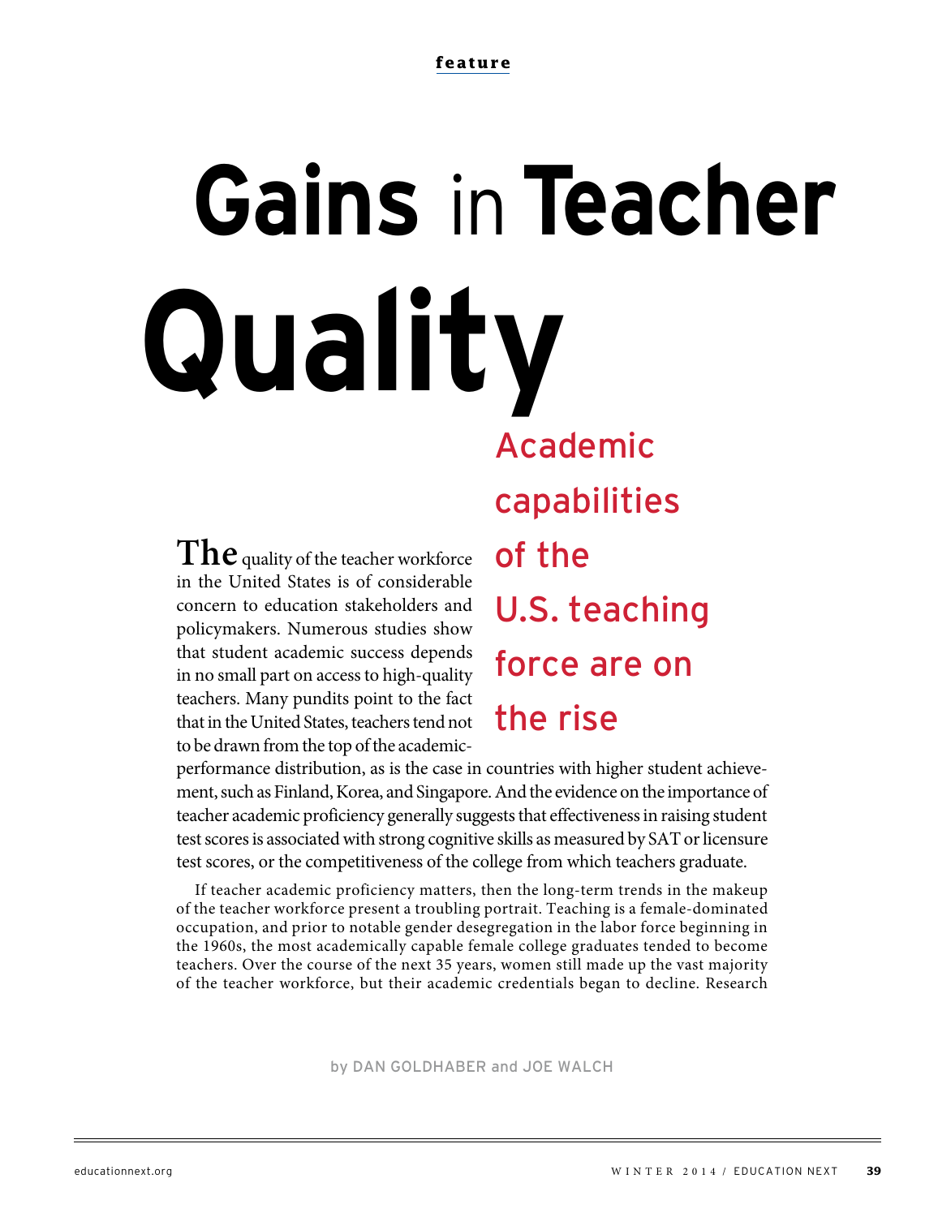# Gains in Teacher Quality

## Academic capabilities of the U.S. teaching force are on the rise

by DAN GOLDHABER and JOE WALCH

**The** quality of the teacher workforce in the United States is of considerable concern to education stakeholders and policymakers. Numerous studies show that student academic success depends in no small part on access to high-quality teachers. Many pundits point to the fact that in the United States, teachers tend not to be drawn from the top of the academic-performance distribution, as is the case in countries with higher student achievement, such as Finland, Korea, and Singapore. And the evidence on the importance of teacher academic proficiency generally suggests that effectiveness in raising student test scores is associated with strong cognitive skills as measured by SAT or licensure test scores, or the competitiveness of the college from which teachers graduate.

If teacher academic proficiency matters, then the long-term trends in the makeup of the teacher workforce present a troubling portrait. Teaching is a female-dominated occupation, and prior to notable gender desegregation in the labor force beginning in the 1960s, the most academically capable female college graduates tended to become teachers. Over the course of the next 35 years, women still made up the vast majority of the teacher workforce, but their academic credentials began to decline. Research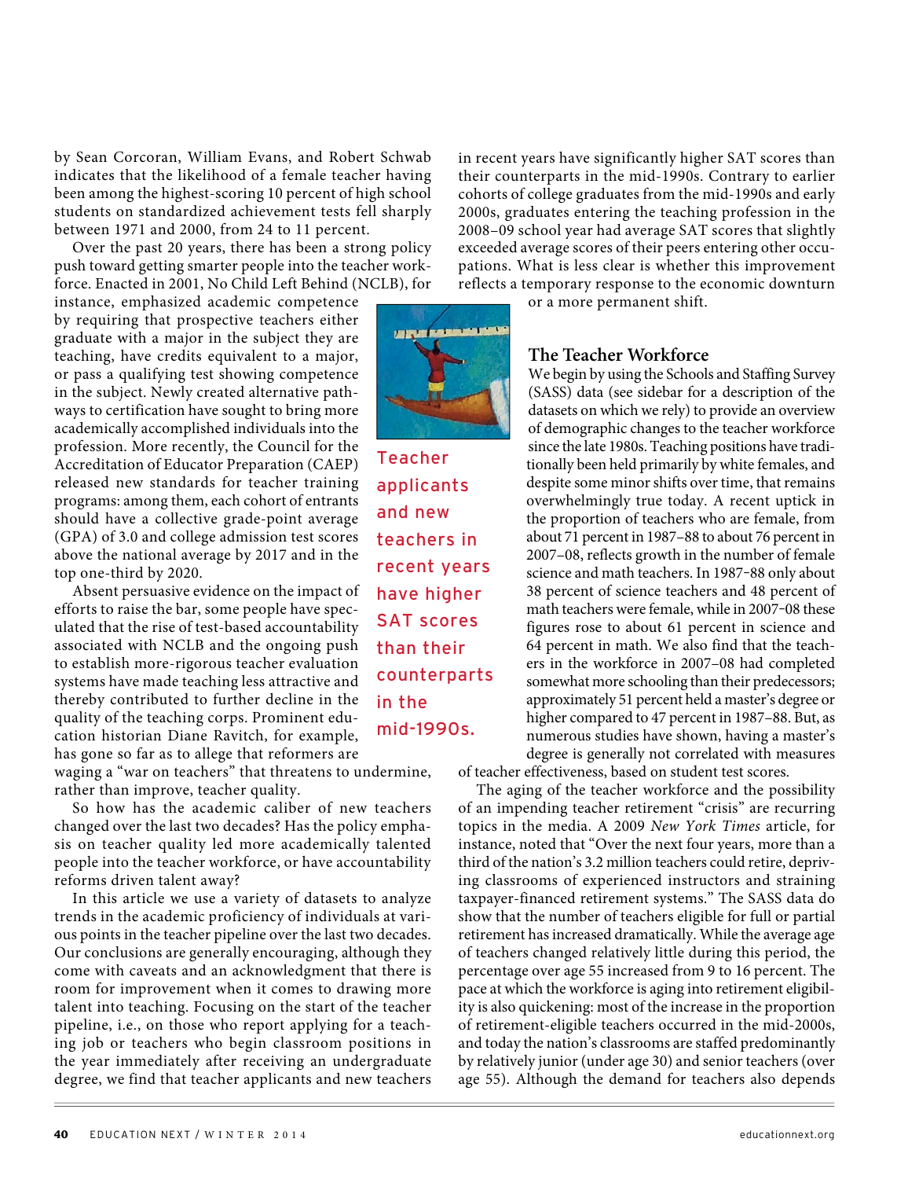by Sean Corcoran, William Evans, and Robert Schwab indicates that the likelihood of a female teacher having been among the highest-scoring 10 percent of high school students on standardized achievement tests fell sharply between 1971 and 2000, from 24 to 11 percent.

Over the past 20 years, there has been a strong policy push toward getting smarter people into the teacher workforce. Enacted in 2001, No Child Left Behind (NCLB), for instance, emphasized academic competence by requiring that prospective teachers either graduate with a major in the subject they are teaching, have credits equivalent to a major, or pass a qualifying test showing competence in the subject. Newly created alternative pathways to certification have sought to bring more academically accomplished individuals into the profession. More recently, the Council for the Accreditation of Educator Preparation (CAEP) released new standards for teacher training programs: among them, each cohort of entrants should have a collective grade-point average (GPA) of 3.0 and college admission test scores above the national average by 2017 and in the top one-third by 2020.

Absent persuasive evidence on the impact of efforts to raise the bar, some people have speculated that the rise of test-based accountability associated with NCLB and the ongoing push to establish more-rigorous teacher evaluation systems have made teaching less attractive and thereby contributed to further decline in the quality of the teaching corps. Prominent education historian Diane Ravitch, for example, has gone so far as to allege that reformers are waging a "war on teachers" that threatens to undermine, rather than improve, teacher quality.

So how has the academic caliber of new teachers changed over the last two decades? Has the policy emphasis on teacher quality led more academically talented people into the teacher workforce, or have accountability reforms driven talent away?

In this article we use a variety of datasets to analyze trends in the academic proficiency of individuals at various points in the teacher pipeline over the last two decades. Our conclusions are generally encouraging, although they come with caveats and an acknowledgment that there is room for improvement when it comes to drawing more talent into teaching. Focusing on the start of the teacher pipeline, i.e., on those who report applying for a teaching job or teachers who begin classroom positions in the year immediately after receiving an undergraduate degree, we find that teacher applicants and new teachers in recent years have significantly higher SAT scores than their counterparts in the mid-1990s. Contrary to earlier cohorts of college graduates from the mid-1990s and early 2000s, graduates entering the teaching profession in the 2008–09 school year had average SAT scores that slightly exceeded average scores of their peers entering other occupations. What is less clear is whether this improvement reflects a temporary response to the economic downturn or a more permanent shift.

Teacher applicants and new teachers in recent years have higher SAT scores than their counterparts in the mid-1990s.

## The Teacher Workforce

We begin by using the Schools and Staffing Survey (SASS) data (see sidebar for a description of the datasets on which we rely) to provide an overview of demographic changes to the teacher workforce since the late 1980s. Teaching positions have traditionally been held primarily by white females, and despite some minor shifts over time, that remains overwhelmingly true today. A recent uptick in the proportion of teachers who are female, from about 71 percent in 1987–88 to about 76 percent in 2007–08, reflects growth in the number of female science and math teachers. In 1987–88 only about 38 percent of science teachers and 48 percent of math teachers were female, while in 2007–08 these figures rose to about 61 percent in science and 64 percent in math. We also find that the teachers in the workforce in 2007–08 had completed somewhat more schooling than their predecessors; approximately 51 percent held a master's degree or higher compared to 47 percent in 1987–88. But, as numerous studies have shown, having a master's degree is generally not correlated with measures of teacher effectiveness, based on student test scores.

The aging of the teacher workforce and the possibility of an impending teacher retirement "crisis" are recurring topics in the media. A 2009 *New York Times* article, for instance, noted that "Over the next four years, more than a third of the nation's 3.2 million teachers could retire, depriving classrooms of experienced instructors and straining taxpayer-financed retirement systems." The SASS data do show that the number of teachers eligible for full or partial retirement has increased dramatically. While the average age of teachers changed relatively little during this period, the percentage over age 55 increased from 9 to 16 percent. The pace at which the workforce is aging into retirement eligibility is also quickening: most of the increase in the proportion of retirement-eligible teachers occurred in the mid-2000s, and today the nation's classrooms are staffed predominantly by relatively junior (under age 30) and senior teachers (over age 55). Although the demand for teachers also depends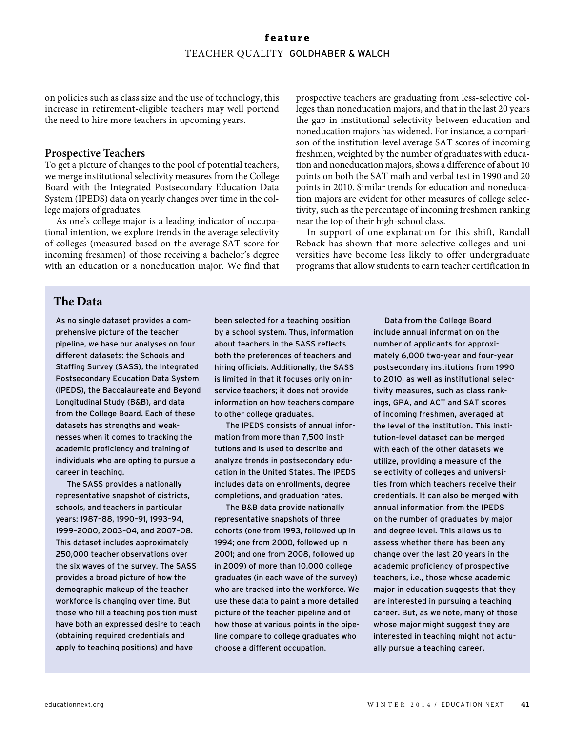on policies such as class size and the use of technology, this increase in retirement-eligible teachers may well portend the need to hire more teachers in upcoming years.

## Prospective Teachers

To get a picture of changes to the pool of potential teachers, we merge institutional selectivity measures from the College Board with the Integrated Postsecondary Education Data System (IPEDS) data on yearly changes over time in the college majors of graduates.

As one's college major is a leading indicator of occupational intention, we explore trends in the average selectivity of colleges (measured based on the average SAT score for incoming freshmen) of those receiving a bachelor's degree with an education or a noneducation major. We find that prospective teachers are graduating from less-selective colleges than noneducation majors, and that in the last 20 years the gap in institutional selectivity between education and noneducation majors has widened. For instance, a comparison of the institution-level average SAT scores of incoming freshmen, weighted by the number of graduates with education and noneducation majors, shows a difference of about 10 points on both the SAT math and verbal test in 1990 and 20 points in 2010. Similar trends for education and noneducation majors are evident for other measures of college selectivity, such as the percentage of incoming freshmen ranking near the top of their high-school class.

In support of one explanation for this shift, Randall Reback has shown that more-selective colleges and universities have become less likely to offer undergraduate programs that allow students to earn teacher certification in

## The Data

As no single dataset provides a comprehensive picture of the teacher pipeline, we base our analyses on four different datasets: the Schools and Staffing Survey (SASS), the Integrated Postsecondary Education Data System (IPEDS), the Baccalaureate and Beyond Longitudinal Study (B&B), and data from the College Board. Each of these datasets has strengths and weaknesses when it comes to tracking the academic proficiency and training of individuals who are opting to pursue a career in teaching.

The SASS provides a nationally representative snapshot of districts, schools, and teachers in particular years: 1987–88, 1990–91, 1993–94, 1999–2000, 2003–04, and 2007–08. This dataset includes approximately 250,000 teacher observations over the six waves of the survey. The SASS provides a broad picture of how the demographic makeup of the teacher workforce is changing over time. But those who fill a teaching position must have both an expressed desire to teach (obtaining required credentials and apply to teaching positions) and have been selected for a teaching position by a school system. Thus, information about teachers in the SASS reflects both the preferences of teachers and hiring officials. Additionally, the SASS is limited in that it focuses only on in-service teachers; it does not provide information on how teachers compare to other college graduates.

The IPEDS consists of annual information from more than 7,500 institutions and is used to describe and analyze trends in postsecondary education in the United States. The IPEDS includes data on enrollments, degree completions, and graduation rates.

The B&B data provide nationally representative snapshots of three cohorts (one from 1993, followed up in 1994; one from 2000, followed up in 2001; and one from 2008, followed up in 2009) of more than 10,000 college graduates (in each wave of the survey) who are tracked into the workforce. We use these data to paint a more detailed picture of the teacher pipeline and of how those at various points in the pipeline compare to college graduates who choose a different occupation.

Data from the College Board include annual information on the number of applicants for approximately 6,000 two-year and four-year postsecondary institutions from 1990 to 2010, as well as institutional selectivity measures, such as class rankings, GPA, and ACT and SAT scores of incoming freshmen, averaged at the level of the institution. This institution-level dataset can be merged with each of the other datasets we utilize, providing a measure of the selectivity of colleges and universities from which teachers receive their credentials. It can also be merged with annual information from the IPEDS on the number of graduates by major and degree level. This allows us to assess whether there has been any change over the last 20 years in the academic proficiency of prospective teachers, i.e., those whose academic major in education suggests that they are interested in pursuing a teaching career. But, as we note, many of those whose major might suggest they are interested in teaching might not actually pursue a teaching career.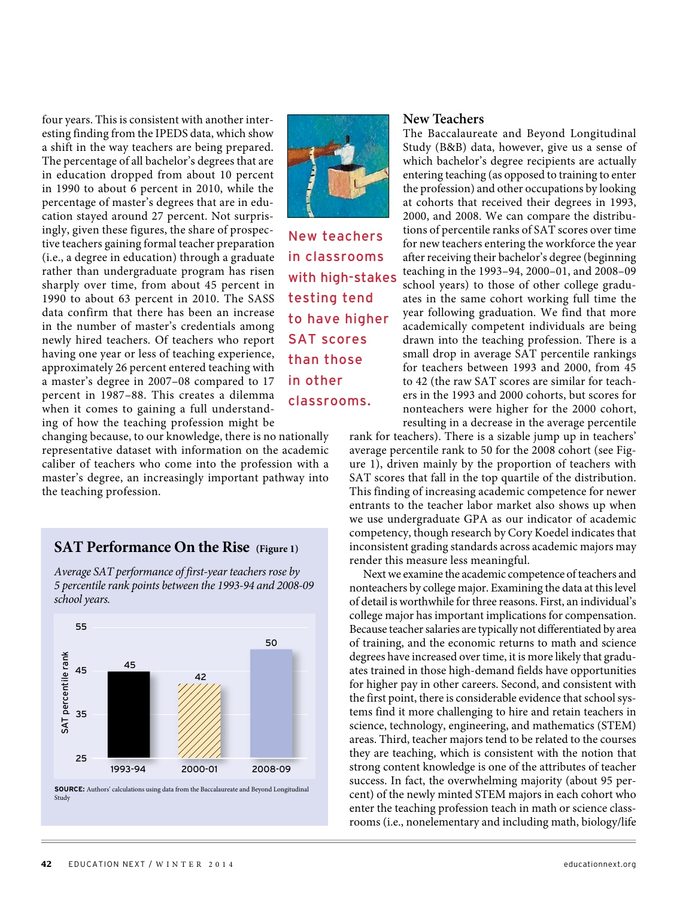four years. This is consistent with another interesting finding from the IPEDS data, which show a shift in the way teachers are being prepared. The percentage of all bachelor's degrees that are in education dropped from about 10 percent in 1990 to about 6 percent in 2010, while the percentage of master's degrees that are in education stayed around 27 percent. Not surprisingly, given these figures, the share of prospective teachers gaining formal teacher preparation (i.e., a degree in education) through a graduate rather than undergraduate program has risen sharply over time, from about 45 percent in 1990 to about 63 percent in 2010. The SASS data confirm that there has been an increase in the number of master's credentials among newly hired teachers. Of teachers who report having one year or less of teaching experience, approximately 26 percent entered teaching with a master's degree in 2007–08 compared to 17 percent in 1987–88. This creates a dilemma when it comes to gaining a full understanding of how the teaching profession might be changing because, to our knowledge, there is no nationally representative dataset with information on the academic caliber of teachers who come into the profession with a master's degree, an increasingly important pathway into the teaching profession.

New teachers in classrooms with high-stakes testing tend to have higher SAT scores than those in other classrooms.

## SAT Performance On the Rise (Figure 1)

*Average SAT performance of first-year teachers rose by 5 percentile rank points between the 1993-94 and 2008-09 school years.*

| School year | SAT percentile rank |
|---|---|
| 1993-94 | 45 |
| 2000-01 | 42 |
| 2008-09 | 50 |

**SOURCE:** Authors' calculations using data from the Baccalaureate and Beyond Longitudinal Study

## New Teachers

The Baccalaureate and Beyond Longitudinal Study (B&B) data, however, give us a sense of which bachelor's degree recipients are actually entering teaching (as opposed to training to enter the profession) and other occupations by looking at cohorts that received their degrees in 1993, 2000, and 2008. We can compare the distributions of percentile ranks of SAT scores over time for new teachers entering the workforce the year after receiving their bachelor's degree (beginning teaching in the 1993–94, 2000–01, and 2008–09 school years) to those of other college graduates in the same cohort working full time the year following graduation. We find that more academically competent individuals are being drawn into the teaching profession. There is a small drop in average SAT percentile rankings for teachers between 1993 and 2000, from 45 to 42 (the raw SAT scores are similar for teachers in the 1993 and 2000 cohorts, but scores for nonteachers were higher for the 2000 cohort, resulting in a decrease in the average percentile rank for teachers). There is a sizable jump up in teachers' average percentile rank to 50 for the 2008 cohort (see Figure 1), driven mainly by the proportion of teachers with SAT scores that fall in the top quartile of the distribution. This finding of increasing academic competence for newer entrants to the teacher labor market also shows up when we use undergraduate GPA as our indicator of academic competency, though research by Cory Koedel indicates that inconsistent grading standards across academic majors may render this measure less meaningful.

Next we examine the academic competence of teachers and nonteachers by college major. Examining the data at this level of detail is worthwhile for three reasons. First, an individual's college major has important implications for compensation. Because teacher salaries are typically not differentiated by area of training, and the economic returns to math and science degrees have increased over time, it is more likely that graduates trained in those high-demand fields have opportunities for higher pay in other careers. Second, and consistent with the first point, there is considerable evidence that school systems find it more challenging to hire and retain teachers in science, technology, engineering, and mathematics (STEM) areas. Third, teacher majors tend to be related to the courses they are teaching, which is consistent with the notion that strong content knowledge is one of the attributes of teacher success. In fact, the overwhelming majority (about 95 percent) of the newly minted STEM majors in each cohort who enter the teaching profession teach in math or science classrooms (i.e., nonelementary and including math, biology/life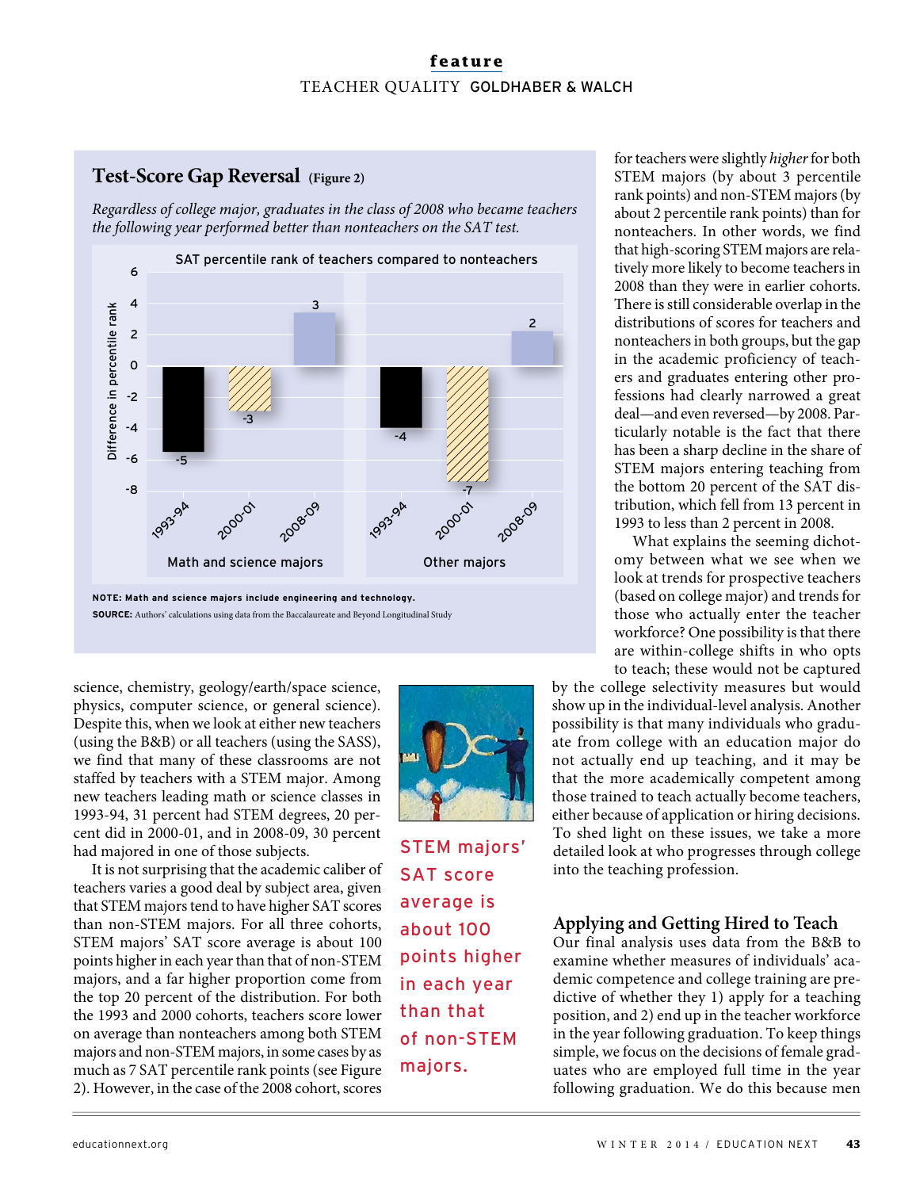## Test-Score Gap Reversal (Figure 2)

*Regardless of college major, graduates in the class of 2008 who became teachers the following year performed better than nonteachers on the SAT test.*

SAT percentile rank of teachers compared to nonteachers

| | 1993-94 | 2000-01 | 2008-09 |
|---|---|---|---|
| Math and science majors | -5 | -3 | 3 |
| Other majors | -4 | -7 | 2 |

Difference in percentile rank

NOTE: Math and science majors include engineering and technology.

SOURCE: Authors' calculations using data from the Baccalaureate and Beyond Longitudinal Study

science, chemistry, geology/earth/space science, physics, computer science, or general science). Despite this, when we look at either new teachers (using the B&B) or all teachers (using the SASS), we find that many of these classrooms are not staffed by teachers with a STEM major. Among new teachers leading math or science classes in 1993-94, 31 percent had STEM degrees, 20 percent did in 2000-01, and in 2008-09, 30 percent had majored in one of those subjects.

It is not surprising that the academic caliber of teachers varies a good deal by subject area, given that STEM majors tend to have higher SAT scores than non-STEM majors. For all three cohorts, STEM majors' SAT score average is about 100 points higher in each year than that of non-STEM majors, and a far higher proportion come from the top 20 percent of the distribution. For both the 1993 and 2000 cohorts, teachers score lower on average than nonteachers among both STEM majors and non-STEM majors, in some cases by as much as 7 SAT percentile rank points (see Figure 2). However, in the case of the 2008 cohort, scores for teachers were slightly *higher* for both STEM majors (by about 3 percentile rank points) and non-STEM majors (by about 2 percentile rank points) than for nonteachers. In other words, we find that high-scoring STEM majors are relatively more likely to become teachers in 2008 than they were in earlier cohorts. There is still considerable overlap in the distributions of scores for teachers and nonteachers in both groups, but the gap in the academic proficiency of teachers and graduates entering other professions had clearly narrowed a great deal—and even reversed—by 2008. Particularly notable is the fact that there has been a sharp decline in the share of STEM majors entering teaching from the bottom 20 percent of the SAT distribution, which fell from 13 percent in 1993 to less than 2 percent in 2008.

STEM majors' SAT score average is about 100 points higher in each year than that of non-STEM majors.

What explains the seeming dichotomy between what we see when we look at trends for prospective teachers (based on college major) and trends for those who actually enter the teacher workforce? One possibility is that there are within-college shifts in who opts to teach; these would not be captured by the college selectivity measures but would show up in the individual-level analysis. Another possibility is that many individuals who graduate from college with an education major do not actually end up teaching, and it may be that the more academically competent among those trained to teach actually become teachers, either because of application or hiring decisions. To shed light on these issues, we take a more detailed look at who progresses through college into the teaching profession.

### Applying and Getting Hired to Teach

Our final analysis uses data from the B&B to examine whether measures of individuals' academic competence and college training are predictive of whether they 1) apply for a teaching position, and 2) end up in the teacher workforce in the year following graduation. To keep things simple, we focus on the decisions of female graduates who are employed full time in the year following graduation. We do this because men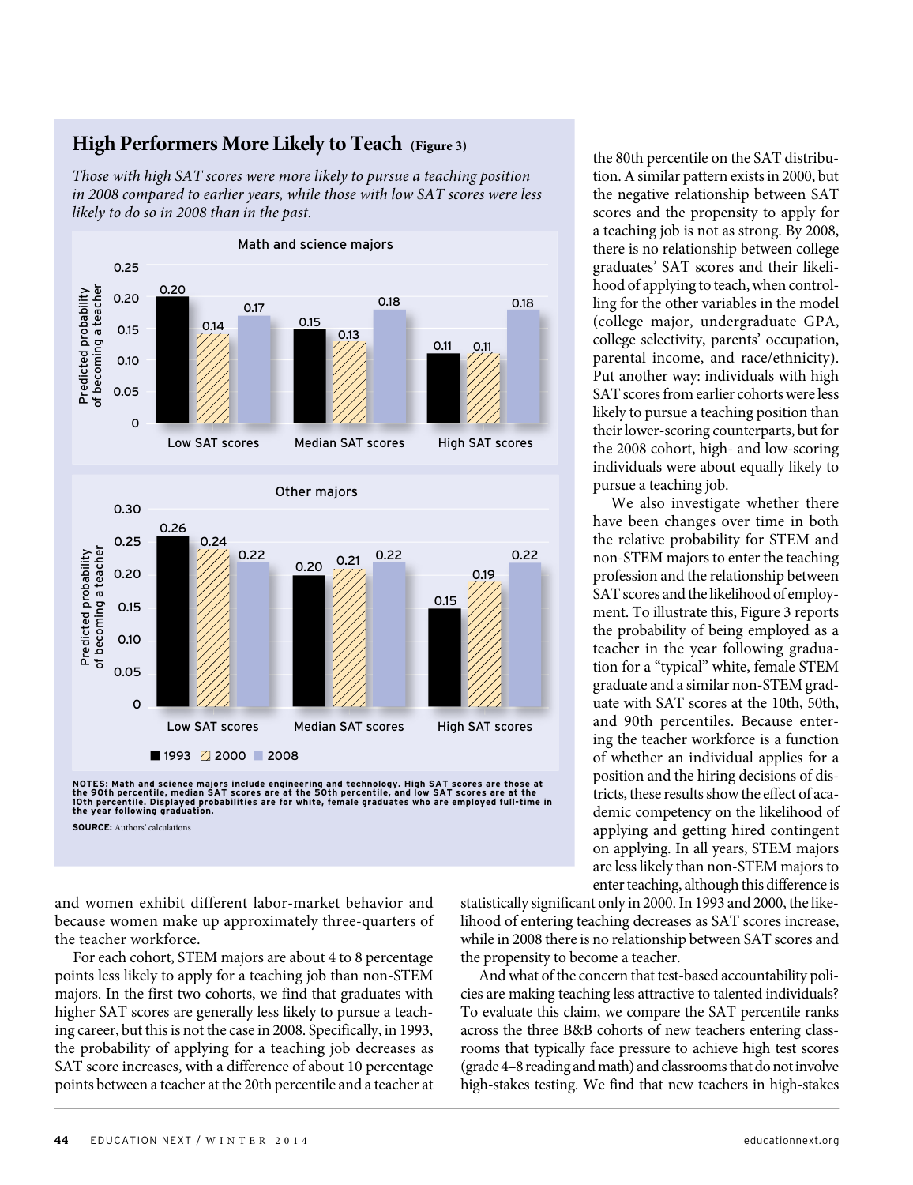## High Performers More Likely to Teach (Figure 3)

*Those with high SAT scores were more likely to pursue a teaching position in 2008 compared to earlier years, while those with low SAT scores were less likely to do so in 2008 than in the past.*

**Math and science majors**

Predicted probability of becoming a teacher

| | 1993 | 2000 | 2008 |
|---|---|---|---|
| Low SAT scores | 0.20 | 0.14 | 0.17 |
| Median SAT scores | 0.15 | 0.13 | 0.18 |
| High SAT scores | 0.11 | 0.11 | 0.18 |

**Other majors**

Predicted probability of becoming a teacher

| | 1993 | 2000 | 2008 |
|---|---|---|---|
| Low SAT scores | 0.26 | 0.24 | 0.22 |
| Median SAT scores | 0.20 | 0.21 | 0.22 |
| High SAT scores | 0.15 | 0.19 | 0.22 |

**NOTES:** Math and science majors include engineering and technology. High SAT scores are those at the 90th percentile, median SAT scores are at the 50th percentile, and low SAT scores are at the 10th percentile. Displayed probabilities are for white, female graduates who are employed full-time in the year following graduation.

**SOURCE:** Authors' calculations

and women exhibit different labor-market behavior and because women make up approximately three-quarters of the teacher workforce.

For each cohort, STEM majors are about 4 to 8 percentage points less likely to apply for a teaching job than non-STEM majors. In the first two cohorts, we find that graduates with higher SAT scores are generally less likely to pursue a teaching career, but this is not the case in 2008. Specifically, in 1993, the probability of applying for a teaching job decreases as SAT score increases, with a difference of about 10 percentage points between a teacher at the 20th percentile and a teacher at the 80th percentile on the SAT distribution. A similar pattern exists in 2000, but the negative relationship between SAT scores and the propensity to apply for a teaching job is not as strong. By 2008, there is no relationship between college graduates' SAT scores and their likelihood of applying to teach, when controlling for the other variables in the model (college major, undergraduate GPA, college selectivity, parents' occupation, parental income, and race/ethnicity). Put another way: individuals with high SAT scores from earlier cohorts were less likely to pursue a teaching position than their lower-scoring counterparts, but for the 2008 cohort, high- and low-scoring individuals were about equally likely to pursue a teaching job.

We also investigate whether there have been changes over time in both the relative probability for STEM and non-STEM majors to enter the teaching profession and the relationship between SAT scores and the likelihood of employment. To illustrate this, Figure 3 reports the probability of being employed as a teacher in the year following graduation for a "typical" white, female STEM graduate and a similar non-STEM graduate with SAT scores at the 10th, 50th, and 90th percentiles. Because entering the teacher workforce is a function of whether an individual applies for a position and the hiring decisions of districts, these results show the effect of academic competency on the likelihood of applying and getting hired contingent on applying. In all years, STEM majors are less likely than non-STEM majors to enter teaching, although this difference is statistically significant only in 2000. In 1993 and 2000, the likelihood of entering teaching decreases as SAT scores increase, while in 2008 there is no relationship between SAT scores and the propensity to become a teacher.

And what of the concern that test-based accountability policies are making teaching less attractive to talented individuals? To evaluate this claim, we compare the SAT percentile ranks across the three B&B cohorts of new teachers entering classrooms that typically face pressure to achieve high test scores (grade 4–8 reading and math) and classrooms that do not involve high-stakes testing. We find that new teachers in high-stakes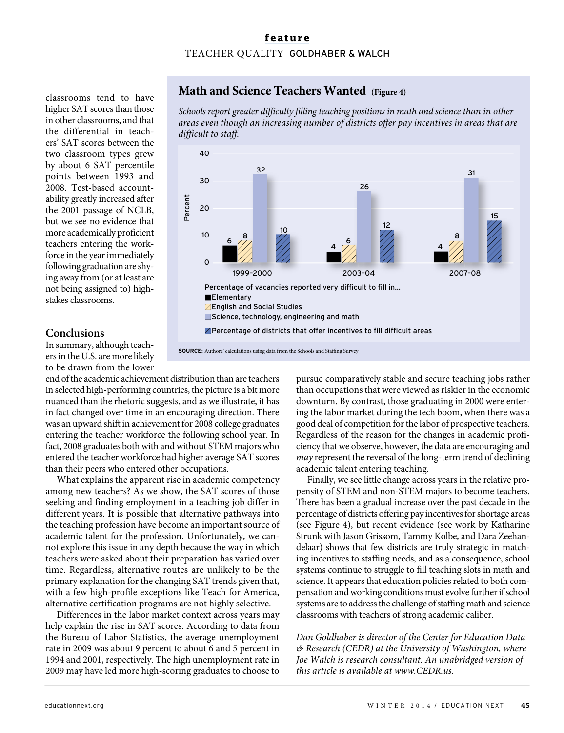classrooms tend to have higher SAT scores than those in other classrooms, and that the differential in teachers' SAT scores between the two classroom types grew by about 6 SAT percentile points between 1993 and 2008. Test-based accountability greatly increased after the 2001 passage of NCLB, but we see no evidence that more academically proficient teachers entering the workforce in the year immediately following graduation are shying away from (or at least are not being assigned to) high-stakes classrooms.

## Math and Science Teachers Wanted (Figure 4)

*Schools report greater difficulty filling teaching positions in math and science than in other areas even though an increasing number of districts offer pay incentives in areas that are difficult to staff.*

Percent

40
30
20
10
0

1999–2000: 6, 8, 32, 10
2003–04: 4, 6, 26, 12
2007–08: 4, 8, 31, 15

Percentage of vacancies reported very difficult to fill in…
Elementary
English and Social Studies
Science, technology, engineering and math
Percentage of districts that offer incentives to fill difficult areas

**SOURCE:** Authors' calculations using data from the Schools and Staffing Survey

## Conclusions

In summary, although teachers in the U.S. are more likely to be drawn from the lower end of the academic achievement distribution than are teachers in selected high-performing countries, the picture is a bit more nuanced than the rhetoric suggests, and as we illustrate, it has in fact changed over time in an encouraging direction. There was an upward shift in achievement for 2008 college graduates entering the teacher workforce the following school year. In fact, 2008 graduates both with and without STEM majors who entered the teacher workforce had higher average SAT scores than their peers who entered other occupations.

What explains the apparent rise in academic competency among new teachers? As we show, the SAT scores of those seeking and finding employment in a teaching job differ in different years. It is possible that alternative pathways into the teaching profession have become an important source of academic talent for the profession. Unfortunately, we cannot explore this issue in any depth because the way in which teachers were asked about their preparation has varied over time. Regardless, alternative routes are unlikely to be the primary explanation for the changing SAT trends given that, with a few high-profile exceptions like Teach for America, alternative certification programs are not highly selective.

Differences in the labor market context across years may help explain the rise in SAT scores. According to data from the Bureau of Labor Statistics, the average unemployment rate in 2009 was about 9 percent to about 6 and 5 percent in 1994 and 2001, respectively. The high unemployment rate in 2009 may have led more high-scoring graduates to choose to pursue comparatively stable and secure teaching jobs rather than occupations that were viewed as riskier in the economic downturn. By contrast, those graduating in 2000 were entering the labor market during the tech boom, when there was a good deal of competition for the labor of prospective teachers. Regardless of the reason for the changes in academic proficiency that we observe, however, the data are encouraging and *may* represent the reversal of the long-term trend of declining academic talent entering teaching.

Finally, we see little change across years in the relative propensity of STEM and non-STEM majors to become teachers. There has been a gradual increase over the past decade in the percentage of districts offering pay incentives for shortage areas (see Figure 4), but recent evidence (see work by Katharine Strunk with Jason Grissom, Tammy Kolbe, and Dara Zeehandelaar) shows that few districts are truly strategic in matching incentives to staffing needs, and as a consequence, school systems continue to struggle to fill teaching slots in math and science. It appears that education policies related to both compensation and working conditions must evolve further if school systems are to address the challenge of staffing math and science classrooms with teachers of strong academic caliber.

*Dan Goldhaber is director of the Center for Education Data & Research (CEDR) at the University of Washington, where Joe Walch is research consultant. An unabridged version of this article is available at www.CEDR.us.*